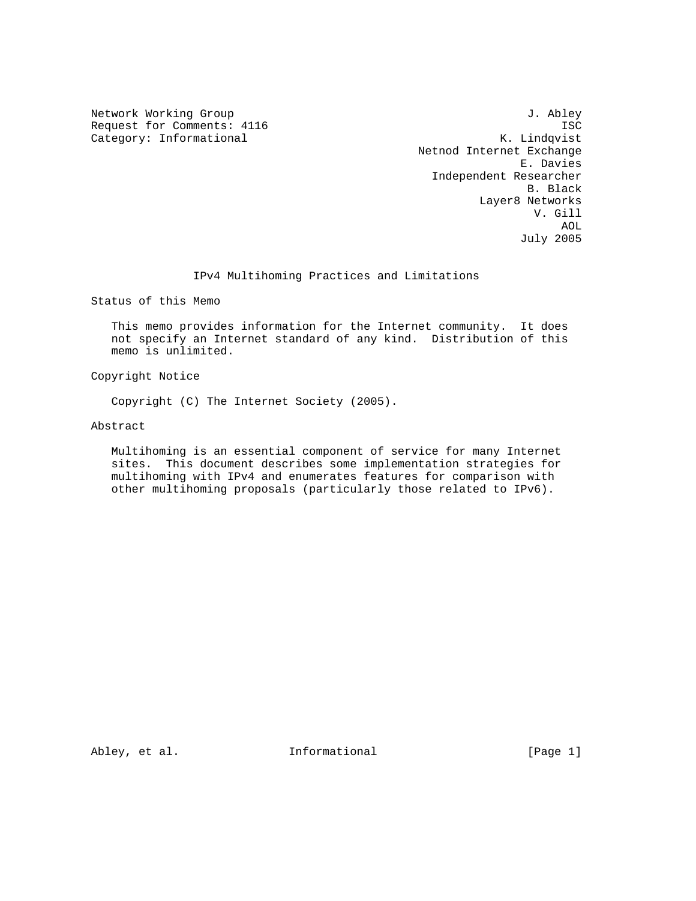Network Working Group J. Abley
Request for Comments: 4116 ISC
Category: Informational K. Lindqvist
Netnod Internet Exchange
E. Davies
Independent Researcher
B. Black
Layer8 Networks
V. Gill
AOL
July 2005

# IPv4 Multihoming Practices and Limitations

## Status of this Memo

This memo provides information for the Internet community. It does not specify an Internet standard of any kind. Distribution of this memo is unlimited.

## Copyright Notice

Copyright (C) The Internet Society (2005).

## Abstract

Multihoming is an essential component of service for many Internet sites. This document describes some implementation strategies for multihoming with IPv4 and enumerates features for comparison with other multihoming proposals (particularly those related to IPv6).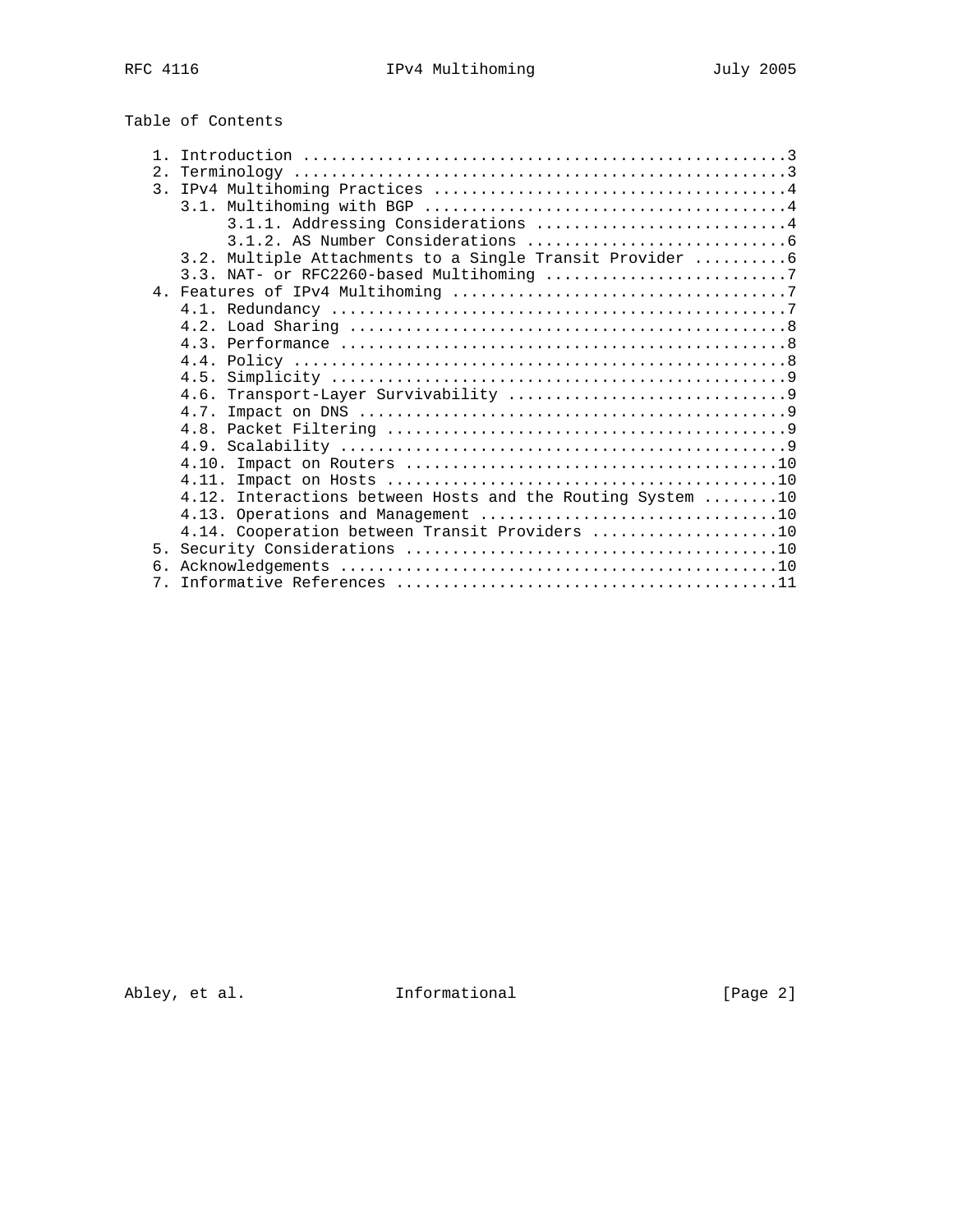Table of Contents

```
   1. Introduction ....................................................3
   2. Terminology .....................................................3
   3. IPv4 Multihoming Practices ......................................4
      3.1. Multihoming with BGP .......................................4
           3.1.1. Addressing Considerations ...........................4
           3.1.2. AS Number Considerations ............................6
      3.2. Multiple Attachments to a Single Transit Provider ..........6
      3.3. NAT- or RFC2260-based Multihoming ..........................7
   4. Features of IPv4 Multihoming ....................................7
      4.1. Redundancy .................................................7
      4.2. Load Sharing ...............................................8
      4.3. Performance ................................................8
      4.4. Policy .....................................................8
      4.5. Simplicity .................................................9
      4.6. Transport-Layer Survivability ..............................9
      4.7. Impact on DNS ..............................................9
      4.8. Packet Filtering ...........................................9
      4.9. Scalability ................................................9
      4.10. Impact on Routers ........................................10
      4.11. Impact on Hosts ..........................................10
      4.12. Interactions between Hosts and the Routing System ........10
      4.13. Operations and Management ................................10
      4.14. Cooperation between Transit Providers ....................10
   5. Security Considerations ........................................10
   6. Acknowledgements ...............................................10
   7. Informative References .........................................11
```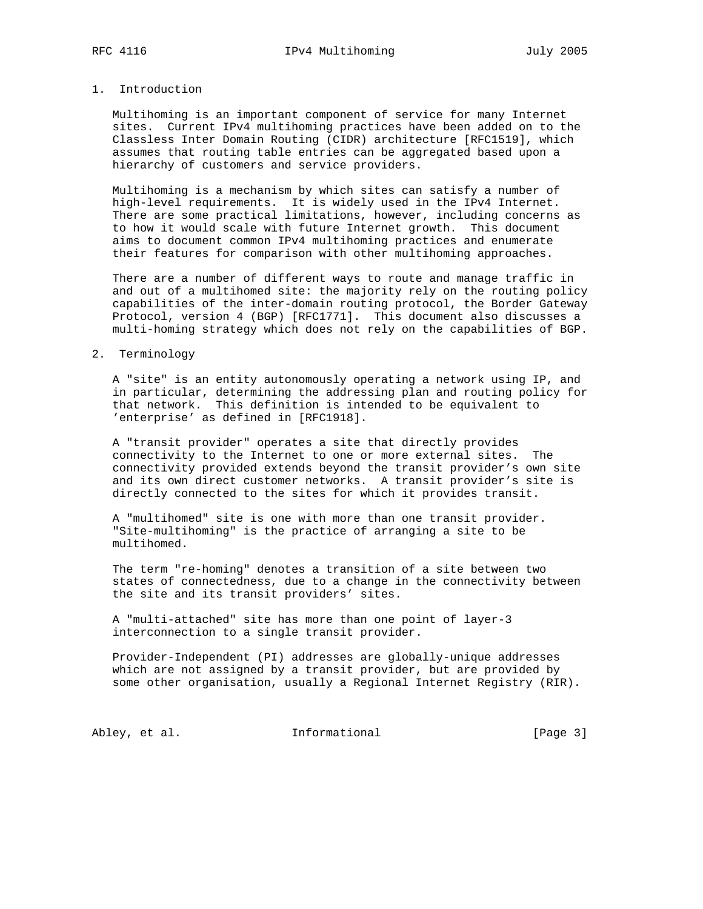## 1. Introduction

Multihoming is an important component of service for many Internet sites. Current IPv4 multihoming practices have been added on to the Classless Inter Domain Routing (CIDR) architecture [RFC1519], which assumes that routing table entries can be aggregated based upon a hierarchy of customers and service providers.

Multihoming is a mechanism by which sites can satisfy a number of high-level requirements. It is widely used in the IPv4 Internet. There are some practical limitations, however, including concerns as to how it would scale with future Internet growth. This document aims to document common IPv4 multihoming practices and enumerate their features for comparison with other multihoming approaches.

There are a number of different ways to route and manage traffic in and out of a multihomed site: the majority rely on the routing policy capabilities of the inter-domain routing protocol, the Border Gateway Protocol, version 4 (BGP) [RFC1771]. This document also discusses a multi-homing strategy which does not rely on the capabilities of BGP.

## 2. Terminology

A "site" is an entity autonomously operating a network using IP, and in particular, determining the addressing plan and routing policy for that network. This definition is intended to be equivalent to 'enterprise' as defined in [RFC1918].

A "transit provider" operates a site that directly provides connectivity to the Internet to one or more external sites. The connectivity provided extends beyond the transit provider's own site and its own direct customer networks. A transit provider's site is directly connected to the sites for which it provides transit.

A "multihomed" site is one with more than one transit provider. "Site-multihoming" is the practice of arranging a site to be multihomed.

The term "re-homing" denotes a transition of a site between two states of connectedness, due to a change in the connectivity between the site and its transit providers' sites.

A "multi-attached" site has more than one point of layer-3 interconnection to a single transit provider.

Provider-Independent (PI) addresses are globally-unique addresses which are not assigned by a transit provider, but are provided by some other organisation, usually a Regional Internet Registry (RIR).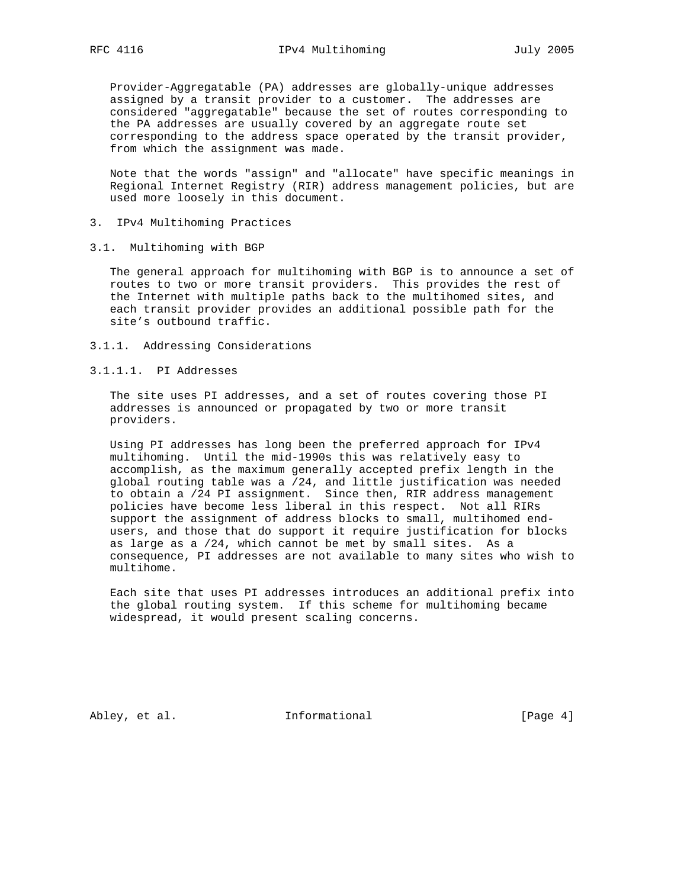Provider-Aggregatable (PA) addresses are globally-unique addresses assigned by a transit provider to a customer. The addresses are considered "aggregatable" because the set of routes corresponding to the PA addresses are usually covered by an aggregate route set corresponding to the address space operated by the transit provider, from which the assignment was made.

Note that the words "assign" and "allocate" have specific meanings in Regional Internet Registry (RIR) address management policies, but are used more loosely in this document.

# 3. IPv4 Multihoming Practices

## 3.1. Multihoming with BGP

The general approach for multihoming with BGP is to announce a set of routes to two or more transit providers. This provides the rest of the Internet with multiple paths back to the multihomed sites, and each transit provider provides an additional possible path for the site's outbound traffic.

### 3.1.1. Addressing Considerations

#### 3.1.1.1. PI Addresses

The site uses PI addresses, and a set of routes covering those PI addresses is announced or propagated by two or more transit providers.

Using PI addresses has long been the preferred approach for IPv4 multihoming. Until the mid-1990s this was relatively easy to accomplish, as the maximum generally accepted prefix length in the global routing table was a /24, and little justification was needed to obtain a /24 PI assignment. Since then, RIR address management policies have become less liberal in this respect. Not all RIRs support the assignment of address blocks to small, multihomed end-users, and those that do support it require justification for blocks as large as a /24, which cannot be met by small sites. As a consequence, PI addresses are not available to many sites who wish to multihome.

Each site that uses PI addresses introduces an additional prefix into the global routing system. If this scheme for multihoming became widespread, it would present scaling concerns.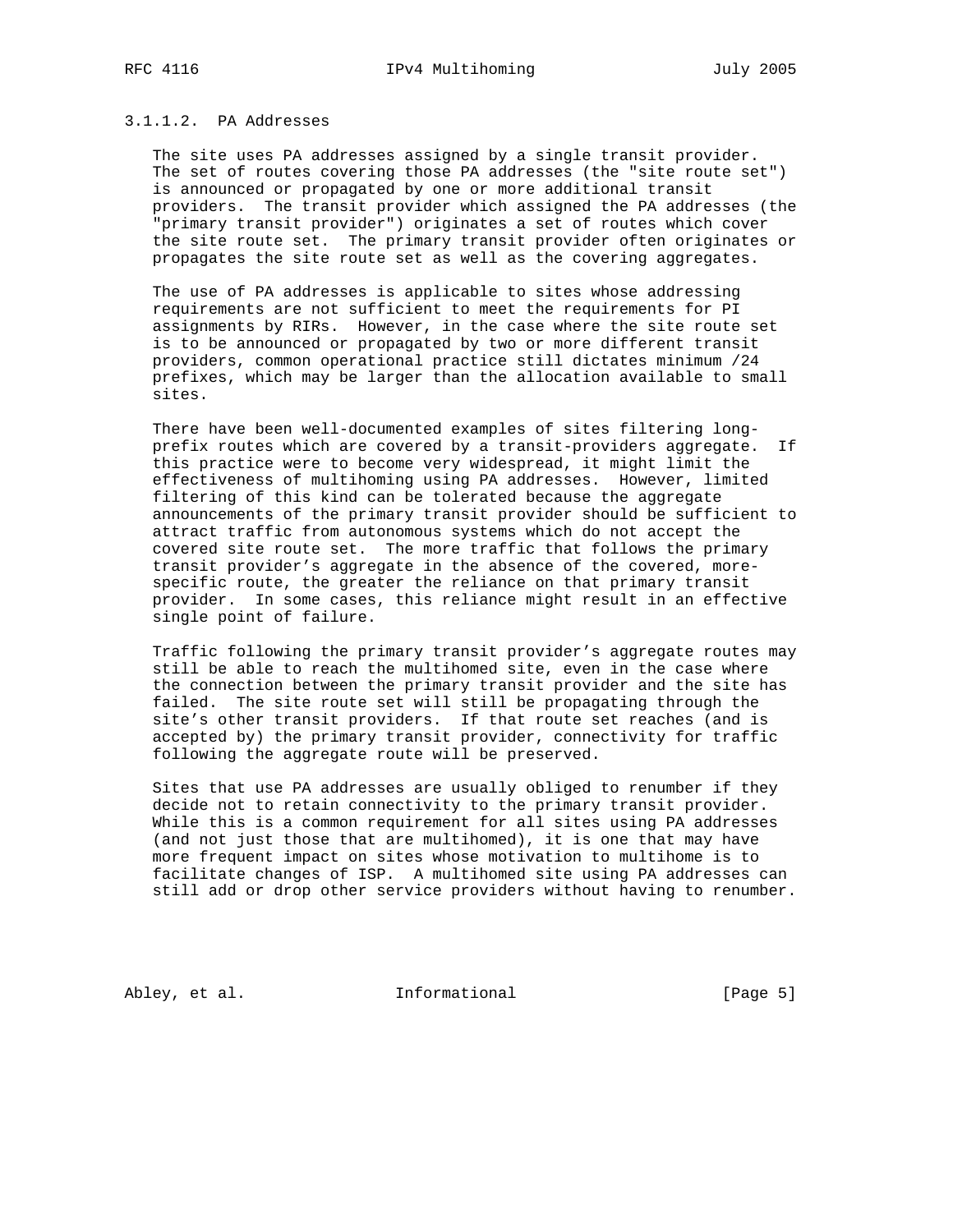#### 3.1.1.2. PA Addresses

The site uses PA addresses assigned by a single transit provider. The set of routes covering those PA addresses (the "site route set") is announced or propagated by one or more additional transit providers. The transit provider which assigned the PA addresses (the "primary transit provider") originates a set of routes which cover the site route set. The primary transit provider often originates or propagates the site route set as well as the covering aggregates.

The use of PA addresses is applicable to sites whose addressing requirements are not sufficient to meet the requirements for PI assignments by RIRs. However, in the case where the site route set is to be announced or propagated by two or more different transit providers, common operational practice still dictates minimum /24 prefixes, which may be larger than the allocation available to small sites.

There have been well-documented examples of sites filtering long-prefix routes which are covered by a transit-providers aggregate. If this practice were to become very widespread, it might limit the effectiveness of multihoming using PA addresses. However, limited filtering of this kind can be tolerated because the aggregate announcements of the primary transit provider should be sufficient to attract traffic from autonomous systems which do not accept the covered site route set. The more traffic that follows the primary transit provider's aggregate in the absence of the covered, more-specific route, the greater the reliance on that primary transit provider. In some cases, this reliance might result in an effective single point of failure.

Traffic following the primary transit provider's aggregate routes may still be able to reach the multihomed site, even in the case where the connection between the primary transit provider and the site has failed. The site route set will still be propagating through the site's other transit providers. If that route set reaches (and is accepted by) the primary transit provider, connectivity for traffic following the aggregate route will be preserved.

Sites that use PA addresses are usually obliged to renumber if they decide not to retain connectivity to the primary transit provider. While this is a common requirement for all sites using PA addresses (and not just those that are multihomed), it is one that may have more frequent impact on sites whose motivation to multihome is to facilitate changes of ISP. A multihomed site using PA addresses can still add or drop other service providers without having to renumber.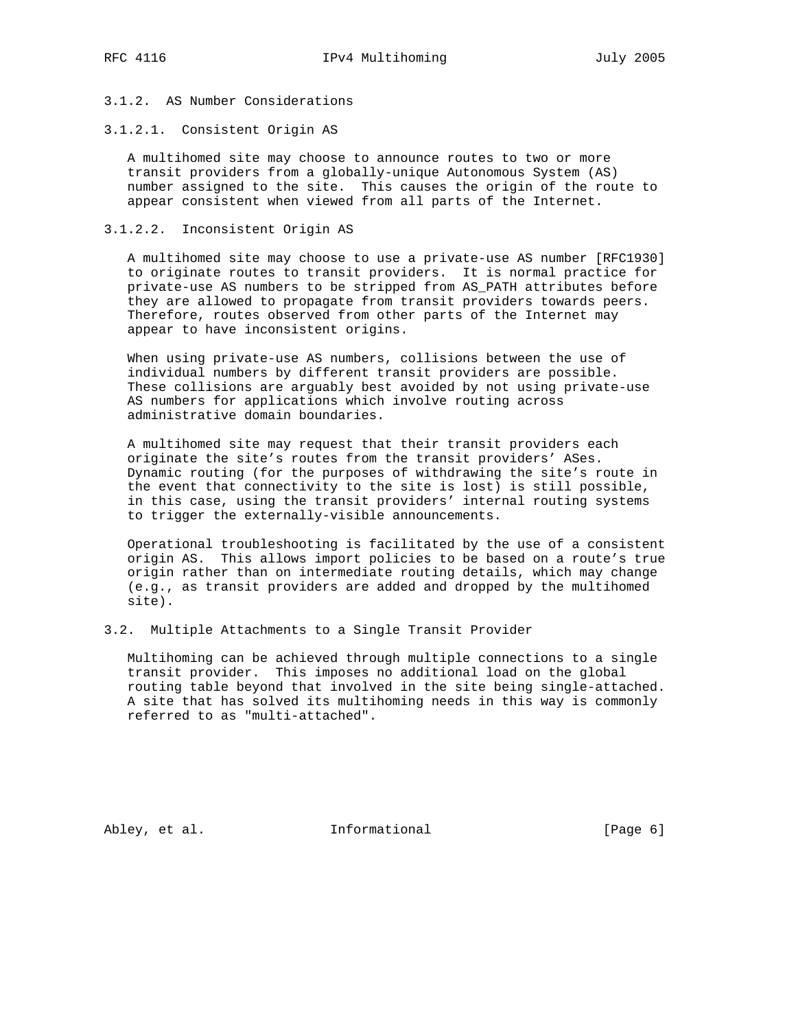#### 3.1.2. AS Number Considerations

##### 3.1.2.1. Consistent Origin AS

A multihomed site may choose to announce routes to two or more transit providers from a globally-unique Autonomous System (AS) number assigned to the site. This causes the origin of the route to appear consistent when viewed from all parts of the Internet.

##### 3.1.2.2. Inconsistent Origin AS

A multihomed site may choose to use a private-use AS number [RFC1930] to originate routes to transit providers. It is normal practice for private-use AS numbers to be stripped from AS_PATH attributes before they are allowed to propagate from transit providers towards peers. Therefore, routes observed from other parts of the Internet may appear to have inconsistent origins.

When using private-use AS numbers, collisions between the use of individual numbers by different transit providers are possible. These collisions are arguably best avoided by not using private-use AS numbers for applications which involve routing across administrative domain boundaries.

A multihomed site may request that their transit providers each originate the site's routes from the transit providers' ASes. Dynamic routing (for the purposes of withdrawing the site's route in the event that connectivity to the site is lost) is still possible, in this case, using the transit providers' internal routing systems to trigger the externally-visible announcements.

Operational troubleshooting is facilitated by the use of a consistent origin AS. This allows import policies to be based on a route's true origin rather than on intermediate routing details, which may change (e.g., as transit providers are added and dropped by the multihomed site).

### 3.2. Multiple Attachments to a Single Transit Provider

Multihoming can be achieved through multiple connections to a single transit provider. This imposes no additional load on the global routing table beyond that involved in the site being single-attached. A site that has solved its multihoming needs in this way is commonly referred to as "multi-attached".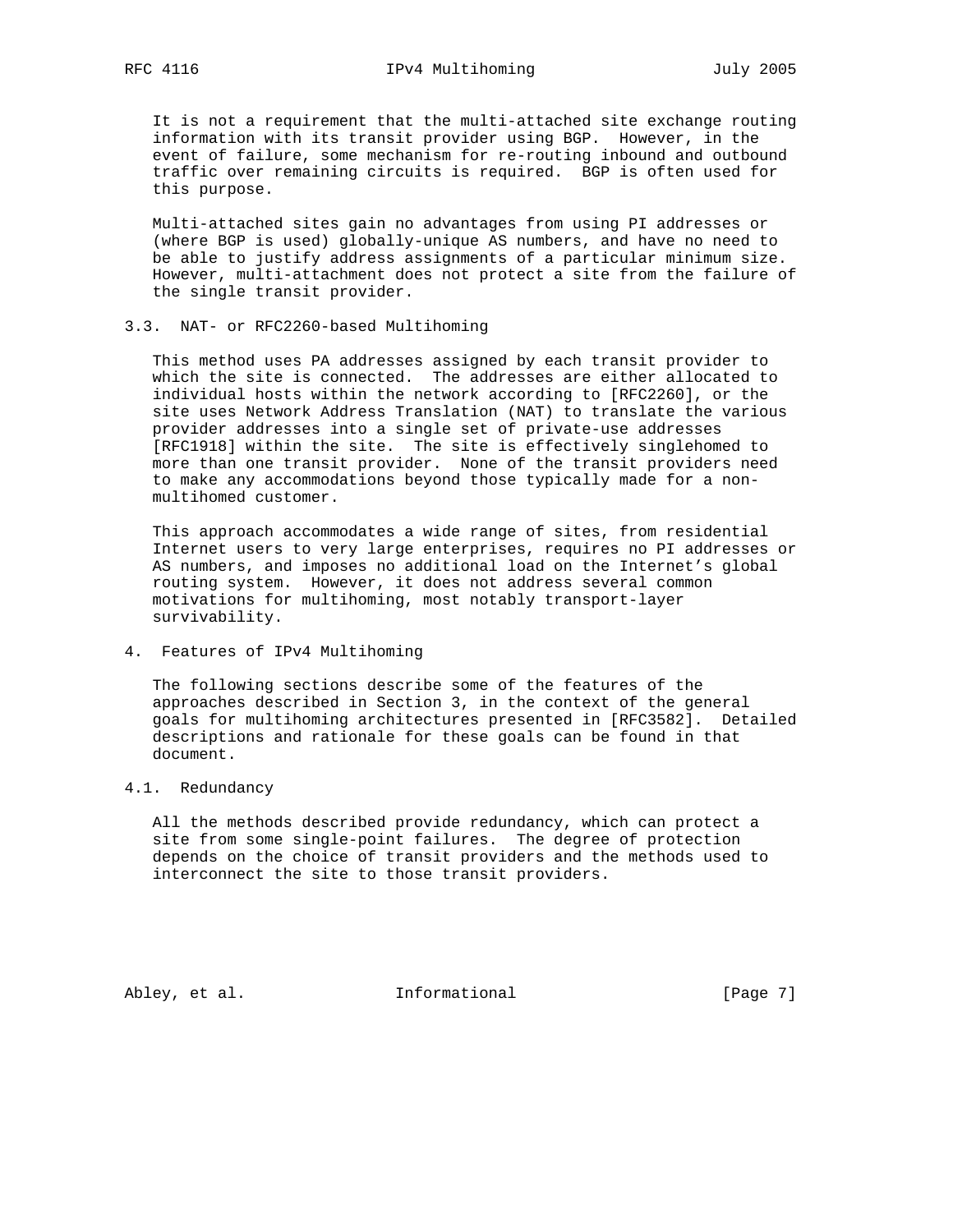It is not a requirement that the multi-attached site exchange routing information with its transit provider using BGP. However, in the event of failure, some mechanism for re-routing inbound and outbound traffic over remaining circuits is required. BGP is often used for this purpose.

Multi-attached sites gain no advantages from using PI addresses or (where BGP is used) globally-unique AS numbers, and have no need to be able to justify address assignments of a particular minimum size. However, multi-attachment does not protect a site from the failure of the single transit provider.

### 3.3. NAT- or RFC2260-based Multihoming

This method uses PA addresses assigned by each transit provider to which the site is connected. The addresses are either allocated to individual hosts within the network according to [RFC2260], or the site uses Network Address Translation (NAT) to translate the various provider addresses into a single set of private-use addresses [RFC1918] within the site. The site is effectively singlehomed to more than one transit provider. None of the transit providers need to make any accommodations beyond those typically made for a non-multihomed customer.

This approach accommodates a wide range of sites, from residential Internet users to very large enterprises, requires no PI addresses or AS numbers, and imposes no additional load on the Internet's global routing system. However, it does not address several common motivations for multihoming, most notably transport-layer survivability.

## 4. Features of IPv4 Multihoming

The following sections describe some of the features of the approaches described in Section 3, in the context of the general goals for multihoming architectures presented in [RFC3582]. Detailed descriptions and rationale for these goals can be found in that document.

### 4.1. Redundancy

All the methods described provide redundancy, which can protect a site from some single-point failures. The degree of protection depends on the choice of transit providers and the methods used to interconnect the site to those transit providers.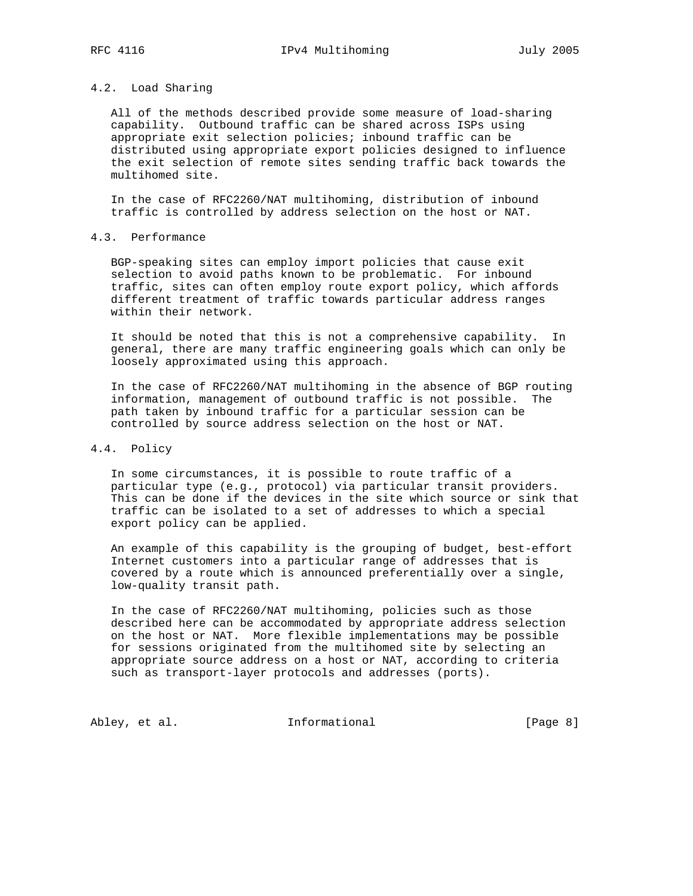### 4.2. Load Sharing

All of the methods described provide some measure of load-sharing capability. Outbound traffic can be shared across ISPs using appropriate exit selection policies; inbound traffic can be distributed using appropriate export policies designed to influence the exit selection of remote sites sending traffic back towards the multihomed site.

In the case of RFC2260/NAT multihoming, distribution of inbound traffic is controlled by address selection on the host or NAT.

### 4.3. Performance

BGP-speaking sites can employ import policies that cause exit selection to avoid paths known to be problematic. For inbound traffic, sites can often employ route export policy, which affords different treatment of traffic towards particular address ranges within their network.

It should be noted that this is not a comprehensive capability. In general, there are many traffic engineering goals which can only be loosely approximated using this approach.

In the case of RFC2260/NAT multihoming in the absence of BGP routing information, management of outbound traffic is not possible. The path taken by inbound traffic for a particular session can be controlled by source address selection on the host or NAT.

### 4.4. Policy

In some circumstances, it is possible to route traffic of a particular type (e.g., protocol) via particular transit providers. This can be done if the devices in the site which source or sink that traffic can be isolated to a set of addresses to which a special export policy can be applied.

An example of this capability is the grouping of budget, best-effort Internet customers into a particular range of addresses that is covered by a route which is announced preferentially over a single, low-quality transit path.

In the case of RFC2260/NAT multihoming, policies such as those described here can be accommodated by appropriate address selection on the host or NAT. More flexible implementations may be possible for sessions originated from the multihomed site by selecting an appropriate source address on a host or NAT, according to criteria such as transport-layer protocols and addresses (ports).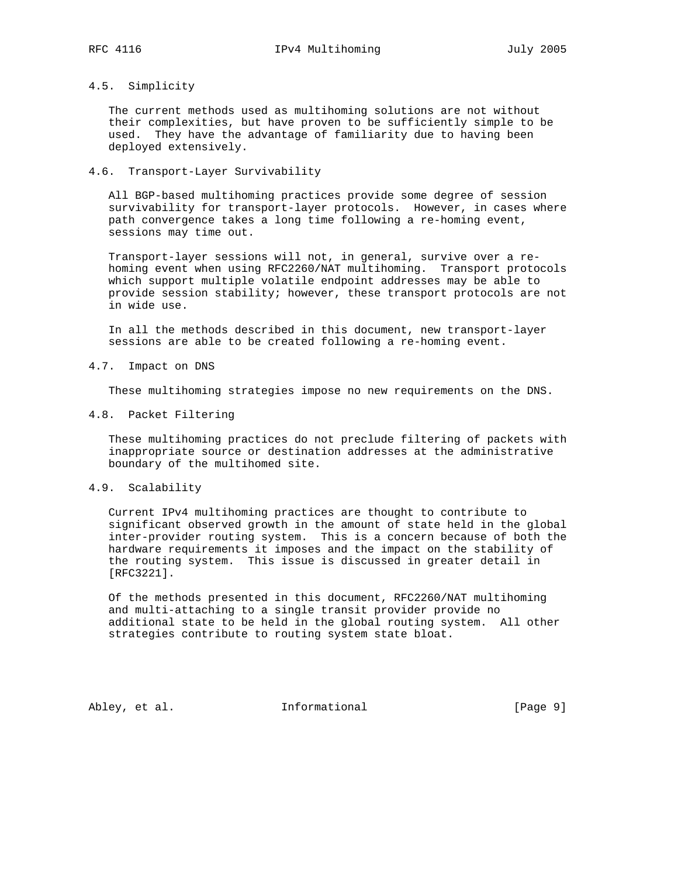### 4.5. Simplicity

The current methods used as multihoming solutions are not without their complexities, but have proven to be sufficiently simple to be used. They have the advantage of familiarity due to having been deployed extensively.

### 4.6. Transport-Layer Survivability

All BGP-based multihoming practices provide some degree of session survivability for transport-layer protocols. However, in cases where path convergence takes a long time following a re-homing event, sessions may time out.

Transport-layer sessions will not, in general, survive over a re-homing event when using RFC2260/NAT multihoming. Transport protocols which support multiple volatile endpoint addresses may be able to provide session stability; however, these transport protocols are not in wide use.

In all the methods described in this document, new transport-layer sessions are able to be created following a re-homing event.

### 4.7. Impact on DNS

These multihoming strategies impose no new requirements on the DNS.

### 4.8. Packet Filtering

These multihoming practices do not preclude filtering of packets with inappropriate source or destination addresses at the administrative boundary of the multihomed site.

### 4.9. Scalability

Current IPv4 multihoming practices are thought to contribute to significant observed growth in the amount of state held in the global inter-provider routing system. This is a concern because of both the hardware requirements it imposes and the impact on the stability of the routing system. This issue is discussed in greater detail in [RFC3221].

Of the methods presented in this document, RFC2260/NAT multihoming and multi-attaching to a single transit provider provide no additional state to be held in the global routing system. All other strategies contribute to routing system state bloat.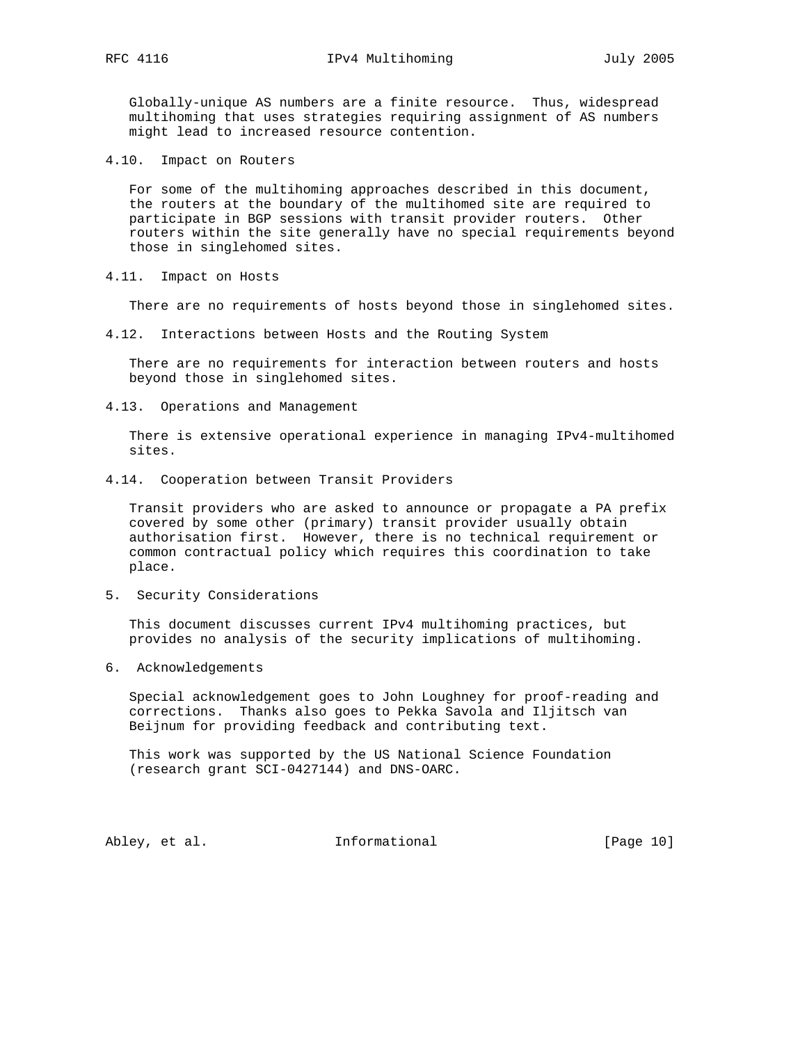Globally-unique AS numbers are a finite resource. Thus, widespread multihoming that uses strategies requiring assignment of AS numbers might lead to increased resource contention.

### 4.10. Impact on Routers

For some of the multihoming approaches described in this document, the routers at the boundary of the multihomed site are required to participate in BGP sessions with transit provider routers. Other routers within the site generally have no special requirements beyond those in singlehomed sites.

### 4.11. Impact on Hosts

There are no requirements of hosts beyond those in singlehomed sites.

### 4.12. Interactions between Hosts and the Routing System

There are no requirements for interaction between routers and hosts beyond those in singlehomed sites.

### 4.13. Operations and Management

There is extensive operational experience in managing IPv4-multihomed sites.

### 4.14. Cooperation between Transit Providers

Transit providers who are asked to announce or propagate a PA prefix covered by some other (primary) transit provider usually obtain authorisation first. However, there is no technical requirement or common contractual policy which requires this coordination to take place.

## 5. Security Considerations

This document discusses current IPv4 multihoming practices, but provides no analysis of the security implications of multihoming.

## 6. Acknowledgements

Special acknowledgement goes to John Loughney for proof-reading and corrections. Thanks also goes to Pekka Savola and Iljitsch van Beijnum for providing feedback and contributing text.

This work was supported by the US National Science Foundation (research grant SCI-0427144) and DNS-OARC.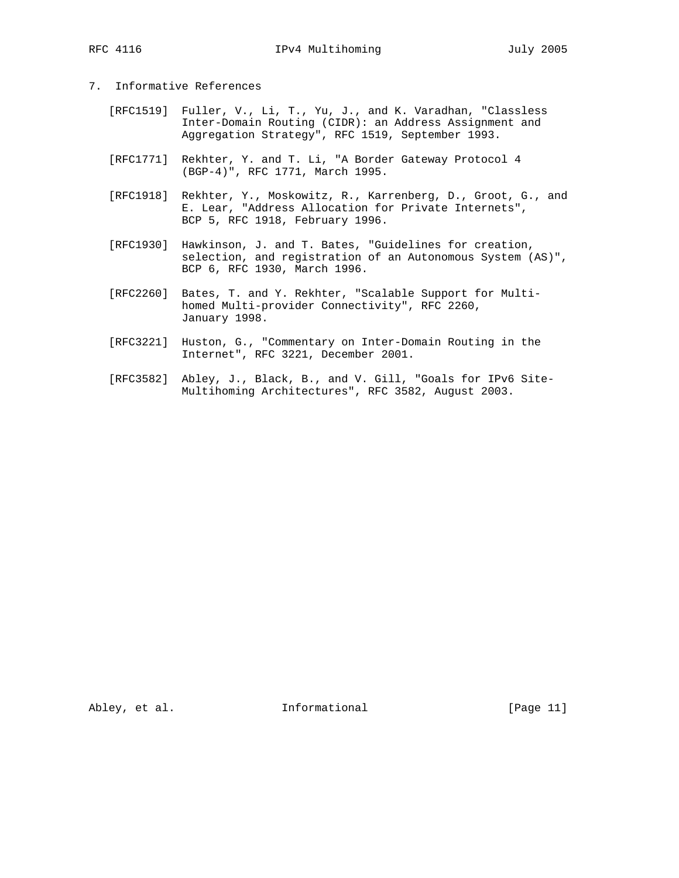## 7. Informative References

[RFC1519] Fuller, V., Li, T., Yu, J., and K. Varadhan, "Classless Inter-Domain Routing (CIDR): an Address Assignment and Aggregation Strategy", RFC 1519, September 1993.

[RFC1771] Rekhter, Y. and T. Li, "A Border Gateway Protocol 4 (BGP-4)", RFC 1771, March 1995.

[RFC1918] Rekhter, Y., Moskowitz, R., Karrenberg, D., Groot, G., and E. Lear, "Address Allocation for Private Internets", BCP 5, RFC 1918, February 1996.

[RFC1930] Hawkinson, J. and T. Bates, "Guidelines for creation, selection, and registration of an Autonomous System (AS)", BCP 6, RFC 1930, March 1996.

[RFC2260] Bates, T. and Y. Rekhter, "Scalable Support for Multi-homed Multi-provider Connectivity", RFC 2260, January 1998.

[RFC3221] Huston, G., "Commentary on Inter-Domain Routing in the Internet", RFC 3221, December 2001.

[RFC3582] Abley, J., Black, B., and V. Gill, "Goals for IPv6 Site-Multihoming Architectures", RFC 3582, August 2003.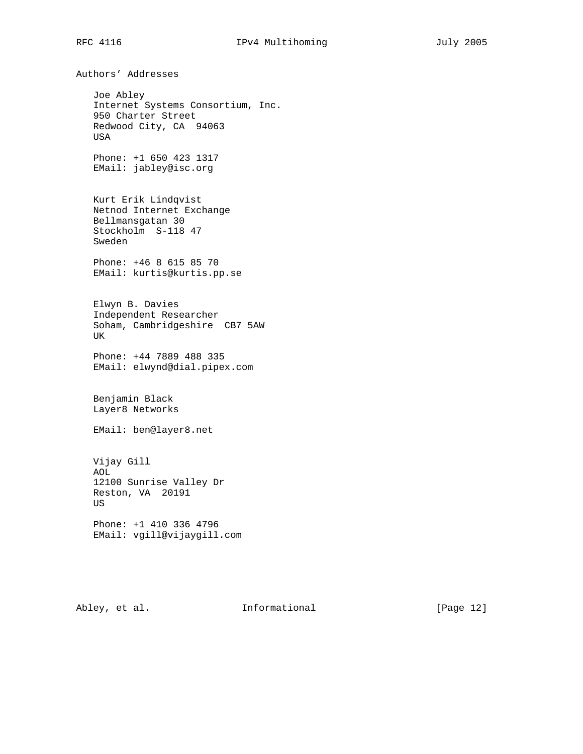## Authors' Addresses

Joe Abley
Internet Systems Consortium, Inc.
950 Charter Street
Redwood City, CA 94063
USA

Phone: +1 650 423 1317
EMail: jabley@isc.org

Kurt Erik Lindqvist
Netnod Internet Exchange
Bellmansgatan 30
Stockholm S-118 47
Sweden

Phone: +46 8 615 85 70
EMail: kurtis@kurtis.pp.se

Elwyn B. Davies
Independent Researcher
Soham, Cambridgeshire CB7 5AW
UK

Phone: +44 7889 488 335
EMail: elwynd@dial.pipex.com

Benjamin Black
Layer8 Networks

EMail: ben@layer8.net

Vijay Gill
AOL
12100 Sunrise Valley Dr
Reston, VA 20191
US

Phone: +1 410 336 4796
EMail: vgill@vijaygill.com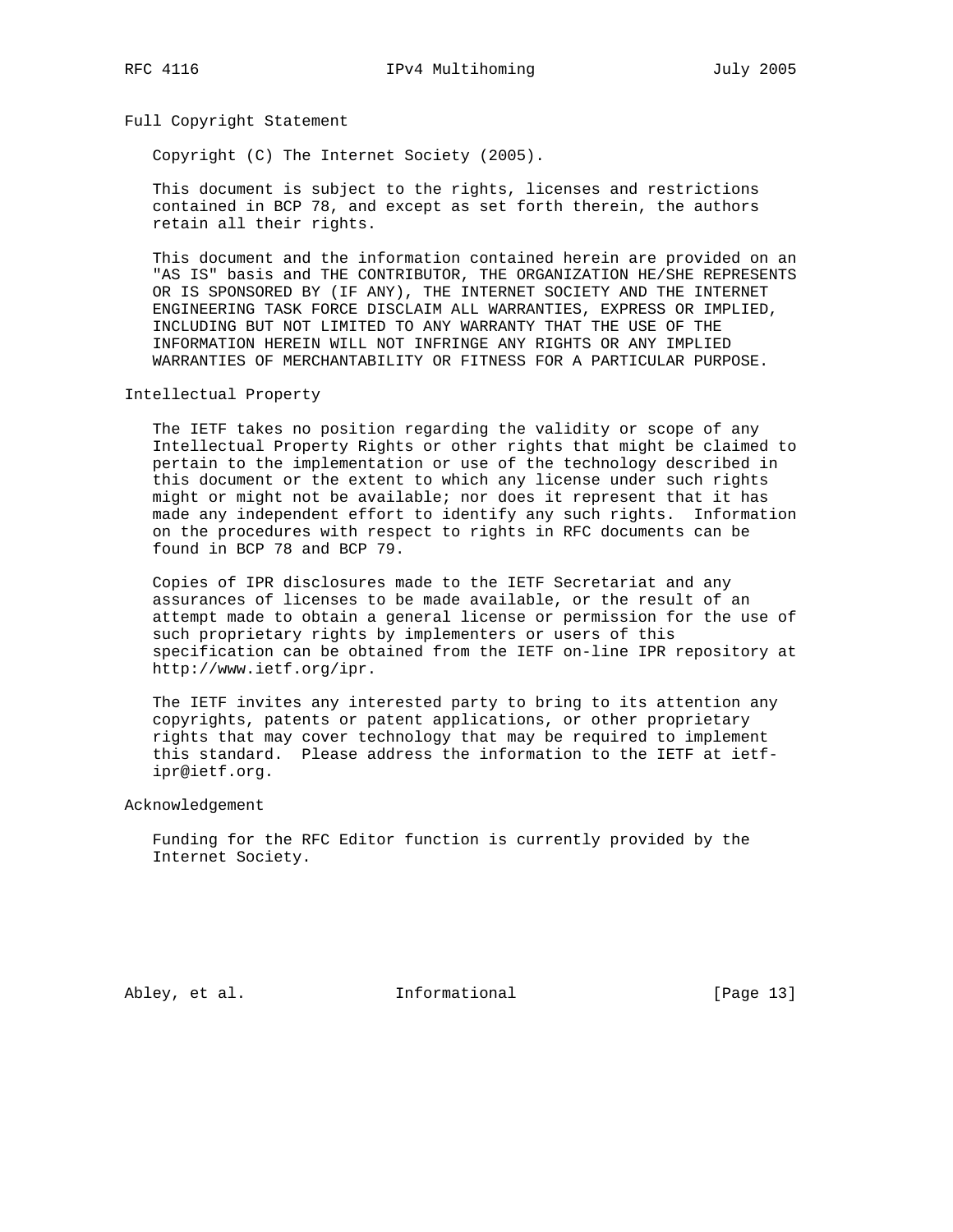## Full Copyright Statement

Copyright (C) The Internet Society (2005).

This document is subject to the rights, licenses and restrictions contained in BCP 78, and except as set forth therein, the authors retain all their rights.

This document and the information contained herein are provided on an "AS IS" basis and THE CONTRIBUTOR, THE ORGANIZATION HE/SHE REPRESENTS OR IS SPONSORED BY (IF ANY), THE INTERNET SOCIETY AND THE INTERNET ENGINEERING TASK FORCE DISCLAIM ALL WARRANTIES, EXPRESS OR IMPLIED, INCLUDING BUT NOT LIMITED TO ANY WARRANTY THAT THE USE OF THE INFORMATION HEREIN WILL NOT INFRINGE ANY RIGHTS OR ANY IMPLIED WARRANTIES OF MERCHANTABILITY OR FITNESS FOR A PARTICULAR PURPOSE.

## Intellectual Property

The IETF takes no position regarding the validity or scope of any Intellectual Property Rights or other rights that might be claimed to pertain to the implementation or use of the technology described in this document or the extent to which any license under such rights might or might not be available; nor does it represent that it has made any independent effort to identify any such rights. Information on the procedures with respect to rights in RFC documents can be found in BCP 78 and BCP 79.

Copies of IPR disclosures made to the IETF Secretariat and any assurances of licenses to be made available, or the result of an attempt made to obtain a general license or permission for the use of such proprietary rights by implementers or users of this specification can be obtained from the IETF on-line IPR repository at http://www.ietf.org/ipr.

The IETF invites any interested party to bring to its attention any copyrights, patents or patent applications, or other proprietary rights that may cover technology that may be required to implement this standard. Please address the information to the IETF at ietf-ipr@ietf.org.

## Acknowledgement

Funding for the RFC Editor function is currently provided by the Internet Society.